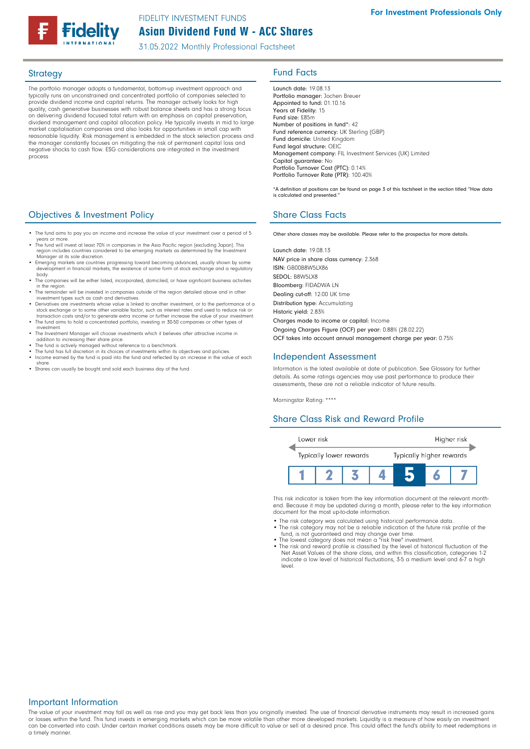FIDELITY INVESTMENT FUNDS

# Asian Dividend Fund W - ACC Shares

31.05.2022 Monthly Professional Factsheet

For Investment Professionals Only

## Strategy

The portfolio manager adopts a fundamental, bottom-up investment approach and typically runs an unconstrained and concentrated portfolio of companies selected to provide dividend income and capital returns. The manager actively looks for high quality, cash generative businesses with robust balance sheets and has a strong focus on delivering dividend focused total return with an emphasis on capital preservation, dividend management and capital allocation policy. He typically invests in mid to large market capitalisation companies and also looks for opportunities in small cap with reasonable liquidity. Risk management is embedded in the stock selection process and the manager constantly focuses on mitigating the risk of permanent capital loss and negative shocks to cash flow. ESG considerations are integrated in the investment process

## Objectives & Investment Policy

- The fund aims to pay you an income and increase the value of your investment over a period of 5 years or more.
- The fund will invest at least 70% in companies in the Asia Pacific region (excluding Japan). This region includes countries considered to be emerging markets as determined by the Investment Manager at its sole discretion.
- Emerging markets are countries progressing toward becoming advanced, usually shown by some development in financial markets, the existence of some form of stock exchange and a regulatory body.
- The companies will be either listed, incorporated, domiciled, or have significant business activities in the region.
- The remainder will be invested in companies outside of the region detailed above and in other investment types such as cash and derivatives.
- Derivatives are investments whose value is linked to another investment, or to the performance of a stock exchange or to some other variable factor, such as interest rates and used to reduce risk or transaction costs and/or to generate extra income or further increase the value of your investment.
- The fund aims to hold a concentrated portfolio, investing in 30-50 companies or other types of investment.
- The Investment Manager will choose investments which it believes offer attractive income in addition to increasing their share price.
- The fund is actively managed without reference to a benchmark.
- The fund has full discretion in its choices of investments within its objectives and policies.
- Income earned by the fund is paid into the fund and reflected by an increase in the value of each share.
- Shares can usually be bought and sold each business day of the fund.

## Fund Facts

Launch date: 19.08.13
Portfolio manager: Jochen Breuer
Appointed to fund: 01.10.16
Years at Fidelity: 15
Fund size: £85m
Number of positions in fund*: 42
Fund reference currency: UK Sterling (GBP)
Fund domicile: United Kingdom
Fund legal structure: OEIC
Management company: FIL Investment Services (UK) Limited
Capital guarantee: No
Portfolio Turnover Cost (PTC): 0.14%
Portfolio Turnover Rate (PTR): 100.40%

*A definition of positions can be found on page 3 of this factsheet in the section titled "How data is calculated and presented."

## Share Class Facts

Other share classes may be available. Please refer to the prospectus for more details.

Launch date: 19.08.13
NAV price in share class currency: 2.368
ISIN: GB00B8W5LX86
SEDOL: B8W5LX8
Bloomberg: FIDADWA LN
Dealing cut-off: 12:00 UK time
Distribution type: Accumulating
Historic yield: 2.83%
Charges made to income or capital: Income
Ongoing Charges Figure (OCF) per year: 0.88% (28.02.22)
OCF takes into account annual management charge per year: 0.75%

## Independent Assessment

Information is the latest available at date of publication. See Glossary for further details. As some ratings agencies may use past performance to produce their assessments, these are not a reliable indicator of future results.

Morningstar Rating: ****

## Share Class Risk and Reward Profile

Lower risk
Higher risk
Typically lower rewards
Typically higher rewards
1 2 3 4 **5** 6 7

This risk indicator is taken from the key information document at the relevant month-end. Because it may be updated during a month, please refer to the key information document for the most up-to-date information.

- The risk category was calculated using historical performance data.
- The risk category may not be a reliable indication of the future risk profile of the fund, is not guaranteed and may change over time.
- The lowest category does not mean a "risk free" investment.
- The risk and reward profile is classified by the level of historical fluctuation of the Net Asset Values of the share class, and within this classification, categories 1-2 indicate a low level of historical fluctuations, 3-5 a medium level and 6-7 a high level.

## Important Information

The value of your investment may fall as well as rise and you may get back less than you originally invested. The use of financial derivative instruments may result in increased gains or losses within the fund. This fund invests in emerging markets which can be more volatile than other more developed markets. Liquidity is a measure of how easily an investment can be converted into cash. Under certain market conditions assets may be more difficult to value or sell at a desired price. This could affect the fund's ability to meet redemptions in a timely manner.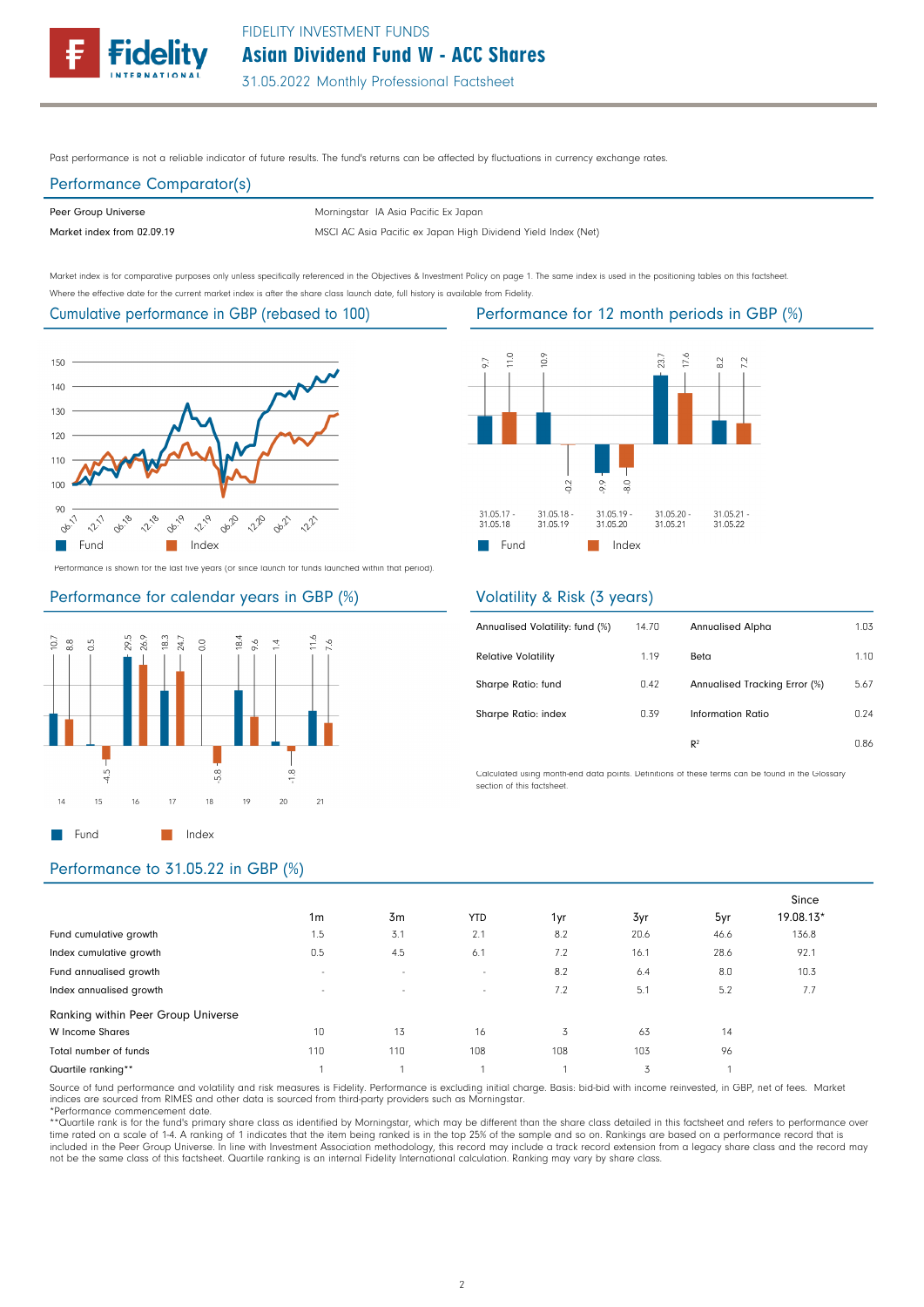Past performance is not a reliable indicator of future results. The fund's returns can be affected by fluctuations in currency exchange rates.

## Performance Comparator(s)

| | |
|---|---|
| Peer Group Universe | Morningstar IA Asia Pacific Ex Japan |
| Market index from 02.09.19 | MSCI AC Asia Pacific ex Japan High Dividend Yield Index (Net) |

Market index is for comparative purposes only unless specifically referenced in the Objectives & Investment Policy on page 1. The same index is used in the positioning tables on this factsheet.
Where the effective date for the current market index is after the share class launch date, full history is available from Fidelity.

## Cumulative performance in GBP (rebased to 100)

150
140
130
120
110
100
90
06.17 12.17 06.18 12.18 06.19 12.19 06.20 12.20 06.21 12.21
Fund Index

Performance is shown for the last five years (or since launch for funds launched within that period).

## Performance for 12 month periods in GBP (%)

9.7 11.0 10.9 -0.2 -9.9 -8.0 23.7 17.6 8.2 7.2
31.05.17 - 31.05.18
31.05.18 - 31.05.19
31.05.19 - 31.05.20
31.05.20 - 31.05.21
31.05.21 - 31.05.22
Fund Index

## Performance for calendar years in GBP (%)

10.7 8.8 0.5 -4.5 29.5 26.9 18.3 24.7 0.0 -5.8 18.4 9.6 1.4 -1.8 11.6 7.6
14 15 16 17 18 19 20 21
Fund Index

## Volatility & Risk (3 years)

| | | | |
|---|---|---|---|
| Annualised Volatility: fund (%) | 14.70 | Annualised Alpha | 1.03 |
| Relative Volatility | 1.19 | Beta | 1.10 |
| Sharpe Ratio: fund | 0.42 | Annualised Tracking Error (%) | 5.67 |
| Sharpe Ratio: index | 0.39 | Information Ratio | 0.24 |
| | | $R^2$ | 0.86 |

Calculated using month-end data points. Definitions of these terms can be found in the Glossary section of this factsheet.

## Performance to 31.05.22 in GBP (%)

| | 1m | 3m | YTD | 1yr | 3yr | 5yr | Since 19.08.13* |
|---|---|---|---|---|---|---|---|
| Fund cumulative growth | 1.5 | 3.1 | 2.1 | 8.2 | 20.6 | 46.6 | 136.8 |
| Index cumulative growth | 0.5 | 4.5 | 6.1 | 7.2 | 16.1 | 28.6 | 92.1 |
| Fund annualised growth | - | - | - | 8.2 | 6.4 | 8.0 | 10.3 |
| Index annualised growth | - | - | - | 7.2 | 5.1 | 5.2 | 7.7 |
| **Ranking within Peer Group Universe** | | | | | | | |
| W Income Shares | 10 | 13 | 16 | 3 | 63 | 14 | |
| Total number of funds | 110 | 110 | 108 | 108 | 103 | 96 | |
| Quartile ranking** | 1 | 1 | 1 | 1 | 3 | 1 | |

Source of fund performance and volatility and risk measures is Fidelity. Performance is excluding initial charge. Basis: bid-bid with income reinvested, in GBP, net of fees. Market indices are sourced from RIMES and other data is sourced from third-party providers such as Morningstar.
*Performance commencement date.
**Quartile rank is for the fund's primary share class as identified by Morningstar, which may be different than the share class detailed in this factsheet and refers to performance over time rated on a scale of 1-4. A ranking of 1 indicates that the item being ranked is in the top 25% of the sample and so on. Rankings are based on a performance record that is included in the Peer Group Universe. In line with Investment Association methodology, this record may include a track record extension from a legacy share class and the record may not be the same class of this factsheet. Quartile ranking is an internal Fidelity International calculation. Ranking may vary by share class.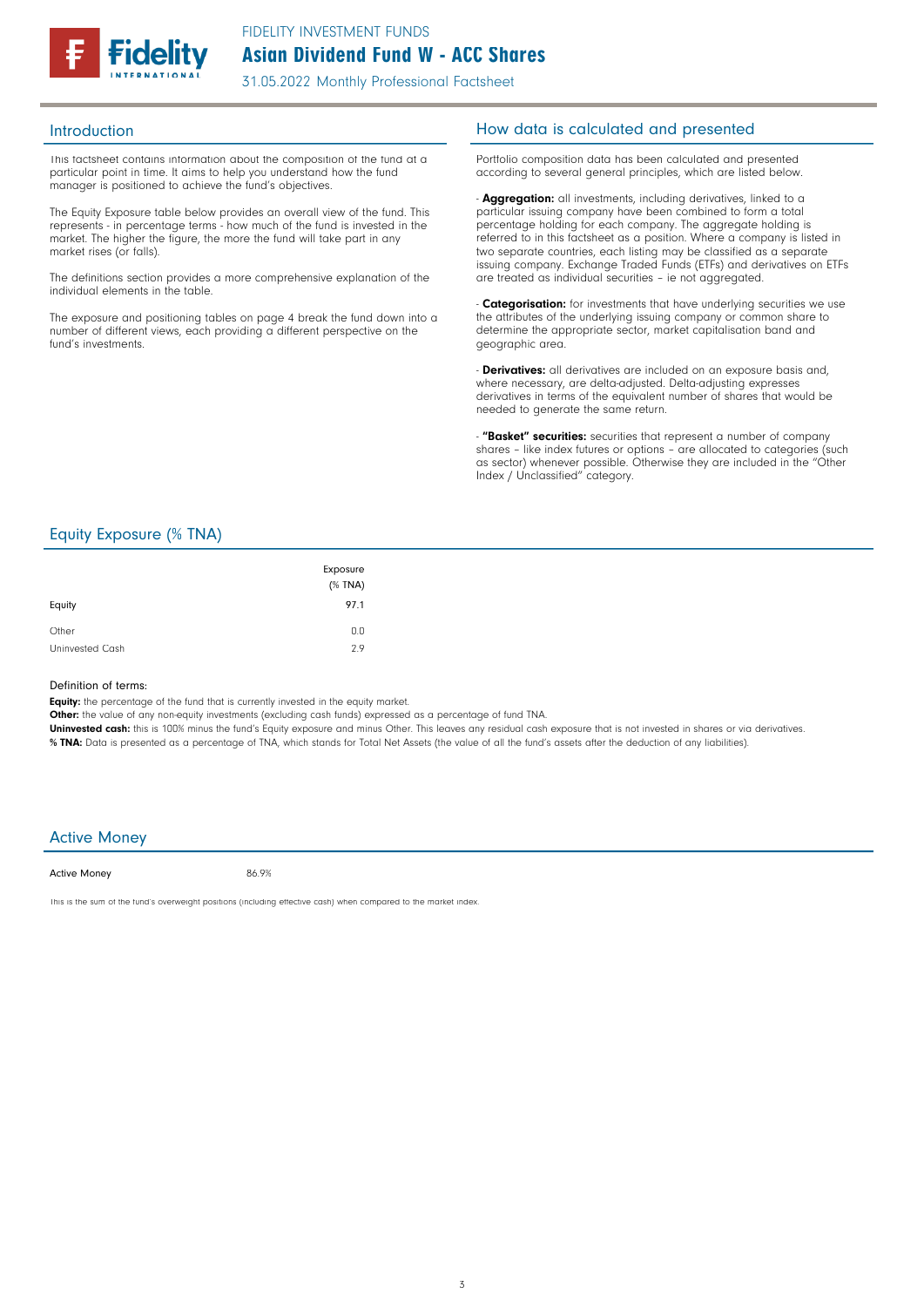## Introduction

This factsheet contains information about the composition of the fund at a particular point in time. It aims to help you understand how the fund manager is positioned to achieve the fund's objectives.

The Equity Exposure table below provides an overall view of the fund. This represents - in percentage terms - how much of the fund is invested in the market. The higher the figure, the more the fund will take part in any market rises (or falls).

The definitions section provides a more comprehensive explanation of the individual elements in the table.

The exposure and positioning tables on page 4 break the fund down into a number of different views, each providing a different perspective on the fund's investments.

## How data is calculated and presented

Portfolio composition data has been calculated and presented according to several general principles, which are listed below.

- **Aggregation:** all investments, including derivatives, linked to a particular issuing company have been combined to form a total percentage holding for each company. The aggregate holding is referred to in this factsheet as a position. Where a company is listed in two separate countries, each listing may be classified as a separate issuing company. Exchange Traded Funds (ETFs) and derivatives on ETFs are treated as individual securities – ie not aggregated.

- **Categorisation:** for investments that have underlying securities we use the attributes of the underlying issuing company or common share to determine the appropriate sector, market capitalisation band and geographic area.

- **Derivatives:** all derivatives are included on an exposure basis and, where necessary, are delta-adjusted. Delta-adjusting expresses derivatives in terms of the equivalent number of shares that would be needed to generate the same return.

- **"Basket" securities:** securities that represent a number of company shares – like index futures or options – are allocated to categories (such as sector) whenever possible. Otherwise they are included in the "Other Index / Unclassified" category.

## Equity Exposure (% TNA)

| | Exposure (% TNA) |
|---|---|
| Equity | 97.1 |
| Other | 0.0 |
| Uninvested Cash | 2.9 |

Definition of terms:

**Equity:** the percentage of the fund that is currently invested in the equity market.
**Other:** the value of any non-equity investments (excluding cash funds) expressed as a percentage of fund TNA.
**Uninvested cash:** this is 100% minus the fund's Equity exposure and minus Other. This leaves any residual cash exposure that is not invested in shares or via derivatives.
**% TNA:** Data is presented as a percentage of TNA, which stands for Total Net Assets (the value of all the fund's assets after the deduction of any liabilities).

## Active Money

| | |
|---|---|
| Active Money | 86.9% |

This is the sum of the fund's overweight positions (including effective cash) when compared to the market index.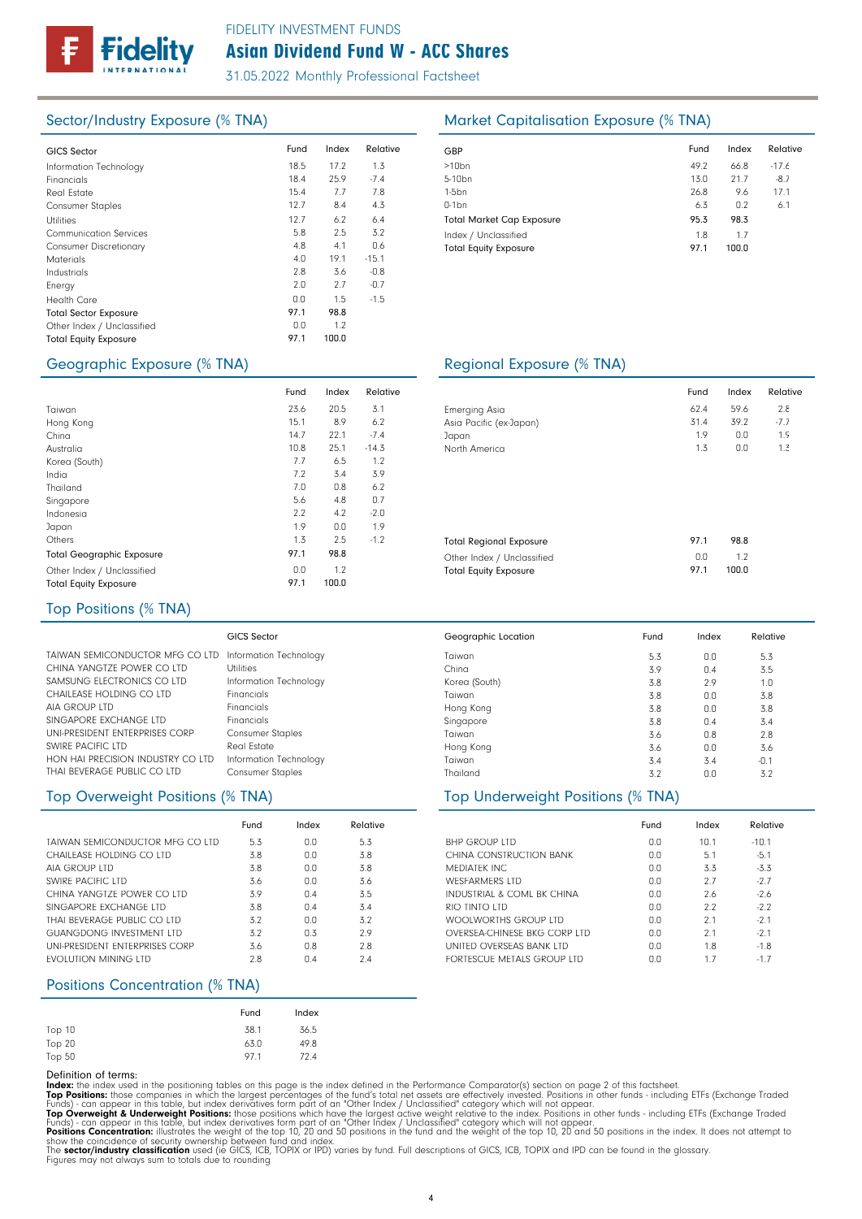## Sector/Industry Exposure (% TNA)

| GICS Sector | Fund | Index | Relative |
|---|---|---|---|
| Information Technology | 18.5 | 17.2 | 1.3 |
| Financials | 18.4 | 25.9 | -7.4 |
| Real Estate | 15.4 | 7.7 | 7.8 |
| Consumer Staples | 12.7 | 8.4 | 4.3 |
| Utilities | 12.7 | 6.2 | 6.4 |
| Communication Services | 5.8 | 2.5 | 3.2 |
| Consumer Discretionary | 4.8 | 4.1 | 0.6 |
| Materials | 4.0 | 19.1 | -15.1 |
| Industrials | 2.8 | 3.6 | -0.8 |
| Energy | 2.0 | 2.7 | -0.7 |
| Health Care | 0.0 | 1.5 | -1.5 |
| Total Sector Exposure | 97.1 | 98.8 | |
| Other Index / Unclassified | 0.0 | 1.2 | |
| Total Equity Exposure | 97.1 | 100.0 | |

## Market Capitalisation Exposure (% TNA)

| GBP | Fund | Index | Relative |
|---|---|---|---|
| >10bn | 49.2 | 66.8 | -17.6 |
| 5-10bn | 13.0 | 21.7 | -8.7 |
| 1-5bn | 26.8 | 9.6 | 17.1 |
| 0-1bn | 6.3 | 0.2 | 6.1 |
| Total Market Cap Exposure | 95.3 | 98.3 | |
| Index / Unclassified | 1.8 | 1.7 | |
| Total Equity Exposure | 97.1 | 100.0 | |

## Geographic Exposure (% TNA)

| | Fund | Index | Relative |
|---|---|---|---|
| Taiwan | 23.6 | 20.5 | 3.1 |
| Hong Kong | 15.1 | 8.9 | 6.2 |
| China | 14.7 | 22.1 | -7.4 |
| Australia | 10.8 | 25.1 | -14.3 |
| Korea (South) | 7.7 | 6.5 | 1.2 |
| India | 7.2 | 3.4 | 3.9 |
| Thailand | 7.0 | 0.8 | 6.2 |
| Singapore | 5.6 | 4.8 | 0.7 |
| Indonesia | 2.2 | 4.2 | -2.0 |
| Japan | 1.9 | 0.0 | 1.9 |
| Others | 1.3 | 2.5 | -1.2 |
| Total Geographic Exposure | 97.1 | 98.8 | |
| Other Index / Unclassified | 0.0 | 1.2 | |
| Total Equity Exposure | 97.1 | 100.0 | |

## Regional Exposure (% TNA)

| | Fund | Index | Relative |
|---|---|---|---|
| Emerging Asia | 62.4 | 59.6 | 2.8 |
| Asia Pacific (ex-Japan) | 31.4 | 39.2 | -7.7 |
| Japan | 1.9 | 0.0 | 1.9 |
| North America | 1.3 | 0.0 | 1.3 |
| Total Regional Exposure | 97.1 | 98.8 | |
| Other Index / Unclassified | 0.0 | 1.2 | |
| Total Equity Exposure | 97.1 | 100.0 | |

## Top Positions (% TNA)

| | GICS Sector | Geographic Location | Fund | Index | Relative |
|---|---|---|---|---|---|
| TAIWAN SEMICONDUCTOR MFG CO LTD | Information Technology | Taiwan | 5.3 | 0.0 | 5.3 |
| CHINA YANGTZE POWER CO LTD | Utilities | China | 3.9 | 0.4 | 3.5 |
| SAMSUNG ELECTRONICS CO LTD | Information Technology | Korea (South) | 3.8 | 2.9 | 1.0 |
| CHAILEASE HOLDING CO LTD | Financials | Taiwan | 3.8 | 0.0 | 3.8 |
| AIA GROUP LTD | Financials | Hong Kong | 3.8 | 0.0 | 3.8 |
| SINGAPORE EXCHANGE LTD | Financials | Singapore | 3.8 | 0.4 | 3.4 |
| UNI-PRESIDENT ENTERPRISES CORP | Consumer Staples | Taiwan | 3.6 | 0.8 | 2.8 |
| SWIRE PACIFIC LTD | Real Estate | Hong Kong | 3.6 | 0.0 | 3.6 |
| HON HAI PRECISION INDUSTRY CO LTD | Information Technology | Taiwan | 3.4 | 3.4 | -0.1 |
| THAI BEVERAGE PUBLIC CO LTD | Consumer Staples | Thailand | 3.2 | 0.0 | 3.2 |

## Top Overweight Positions (% TNA)

| | Fund | Index | Relative |
|---|---|---|---|
| TAIWAN SEMICONDUCTOR MFG CO LTD | 5.3 | 0.0 | 5.3 |
| CHAILEASE HOLDING CO LTD | 3.8 | 0.0 | 3.8 |
| AIA GROUP LTD | 3.8 | 0.0 | 3.8 |
| SWIRE PACIFIC LTD | 3.6 | 0.0 | 3.6 |
| CHINA YANGTZE POWER CO LTD | 3.9 | 0.4 | 3.5 |
| SINGAPORE EXCHANGE LTD | 3.8 | 0.4 | 3.4 |
| THAI BEVERAGE PUBLIC CO LTD | 3.2 | 0.0 | 3.2 |
| GUANGDONG INVESTMENT LTD | 3.2 | 0.3 | 2.9 |
| UNI-PRESIDENT ENTERPRISES CORP | 3.6 | 0.8 | 2.8 |
| EVOLUTION MINING LTD | 2.8 | 0.4 | 2.4 |

## Top Underweight Positions (% TNA)

| | Fund | Index | Relative |
|---|---|---|---|
| BHP GROUP LTD | 0.0 | 10.1 | -10.1 |
| CHINA CONSTRUCTION BANK | 0.0 | 5.1 | -5.1 |
| MEDIATEK INC | 0.0 | 3.3 | -3.3 |
| WESFARMERS LTD | 0.0 | 2.7 | -2.7 |
| INDUSTRIAL & COML BK CHINA | 0.0 | 2.6 | -2.6 |
| RIO TINTO LTD | 0.0 | 2.2 | -2.2 |
| WOOLWORTHS GROUP LTD | 0.0 | 2.1 | -2.1 |
| OVERSEA-CHINESE BKG CORP LTD | 0.0 | 2.1 | -2.1 |
| UNITED OVERSEAS BANK LTD | 0.0 | 1.8 | -1.8 |
| FORTESCUE METALS GROUP LTD | 0.0 | 1.7 | -1.7 |

## Positions Concentration (% TNA)

| | Fund | Index |
|---|---|---|
| Top 10 | 38.1 | 36.5 |
| Top 20 | 63.0 | 49.8 |
| Top 50 | 97.1 | 72.4 |

Definition of terms:

**Index:** the index used in the positioning tables on this page is the index defined in the Performance Comparator(s) section on page 2 of this factsheet.

**Top Positions:** those companies in which the largest percentages of the fund's total net assets are effectively invested. Positions in other funds - including ETFs (Exchange Traded Funds) - can appear in this table, but index derivatives form part of an "Other Index / Unclassified" category which will not appear.

**Top Overweight & Underweight Positions:** those positions which have the largest active weight relative to the index. Positions in other funds - including ETFs (Exchange Traded Funds) - can appear in this table, but index derivatives form part of an "Other Index / Unclassified" category which will not appear.

**Positions Concentration:** illustrates the weight of the top 10, 20 and 50 positions in the fund and the weight of the top 10, 20 and 50 positions in the index. It does not attempt to show the coincidence of security ownership between fund and index.

The **sector/industry classification** used (ie GICS, ICB, TOPIX or IPD) varies by fund. Full descriptions of GICS, ICB, TOPIX and IPD can be found in the glossary.

Figures may not always sum to totals due to rounding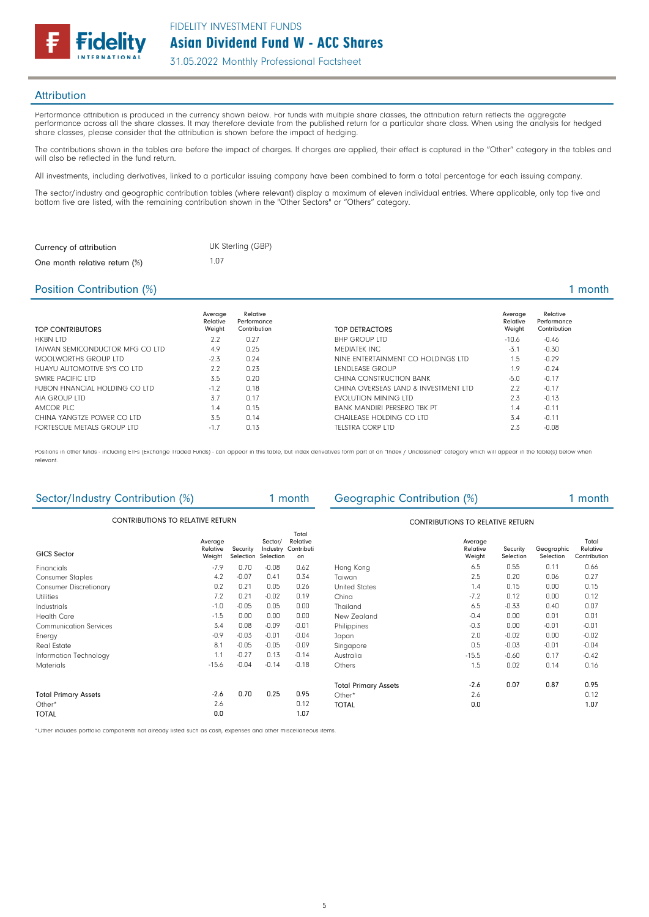## Attribution

Performance attribution is produced in the currency shown below. For funds with multiple share classes, the attribution return reflects the aggregate performance across all the share classes. It may therefore deviate from the published return for a particular share class. When using the analysis for hedged share classes, please consider that the attribution is shown before the impact of hedging.

The contributions shown in the tables are before the impact of charges. If charges are applied, their effect is captured in the "Other" category in the tables and will also be reflected in the fund return.

All investments, including derivatives, linked to a particular issuing company have been combined to form a total percentage for each issuing company.

The sector/industry and geographic contribution tables (where relevant) display a maximum of eleven individual entries. Where applicable, only top five and bottom five are listed, with the remaining contribution shown in the "Other Sectors" or "Others" category.

| | |
|---|---|
| Currency of attribution | UK Sterling (GBP) |
| One month relative return (%) | 1.07 |

## Position Contribution (%) — 1 month

| TOP CONTRIBUTORS | Average Relative Weight | Relative Performance Contribution |
|---|---|---|
| HKBN LTD | 2.2 | 0.27 |
| TAIWAN SEMICONDUCTOR MFG CO LTD | 4.9 | 0.25 |
| WOOLWORTHS GROUP LTD | -2.3 | 0.24 |
| HUAYU AUTOMOTIVE SYS CO LTD | 2.2 | 0.23 |
| SWIRE PACIFIC LTD | 3.5 | 0.20 |
| FUBON FINANCIAL HOLDING CO LTD | -1.2 | 0.18 |
| AIA GROUP LTD | 3.7 | 0.17 |
| AMCOR PLC | 1.4 | 0.15 |
| CHINA YANGTZE POWER CO LTD | 3.5 | 0.14 |
| FORTESCUE METALS GROUP LTD | -1.7 | 0.13 |

| TOP DETRACTORS | Average Relative Weight | Relative Performance Contribution |
|---|---|---|
| BHP GROUP LTD | -10.6 | -0.46 |
| MEDIATEK INC | -3.1 | -0.30 |
| NINE ENTERTAINMENT CO HOLDINGS LTD | 1.5 | -0.29 |
| LENDLEASE GROUP | 1.9 | -0.24 |
| CHINA CONSTRUCTION BANK | -5.0 | -0.17 |
| CHINA OVERSEAS LAND & INVESTMENT LTD | 2.2 | -0.17 |
| EVOLUTION MINING LTD | 2.3 | -0.13 |
| BANK MANDIRI PERSERO TBK PT | 1.4 | -0.11 |
| CHAILEASE HOLDING CO LTD | 3.4 | -0.11 |
| TELSTRA CORP LTD | 2.3 | -0.08 |

Positions in other funds - including ETFs (Exchange Traded Funds) - can appear in this table, but index derivatives form part of an "Index / Unclassified" category which will appear in the table(s) below when relevant.

## Sector/Industry Contribution (%) — 1 month

CONTRIBUTIONS TO RELATIVE RETURN

| GICS Sector | Average Relative Weight | Security Selection | Sector/ Industry Selection | Total Relative Contribution |
|---|---|---|---|---|
| Financials | -7.9 | 0.70 | -0.08 | 0.62 |
| Consumer Staples | 4.2 | -0.07 | 0.41 | 0.34 |
| Consumer Discretionary | 0.2 | 0.21 | 0.05 | 0.26 |
| Utilities | 7.2 | 0.21 | -0.02 | 0.19 |
| Industrials | -1.0 | -0.05 | 0.05 | 0.00 |
| Health Care | -1.5 | 0.00 | 0.00 | 0.00 |
| Communication Services | 3.4 | 0.08 | -0.09 | -0.01 |
| Energy | -0.9 | -0.03 | -0.01 | -0.04 |
| Real Estate | 8.1 | -0.05 | -0.05 | -0.09 |
| Information Technology | 1.1 | -0.27 | 0.13 | -0.14 |
| Materials | -15.6 | -0.04 | -0.14 | -0.18 |
| Total Primary Assets | -2.6 | 0.70 | 0.25 | 0.95 |
| Other* | 2.6 | | | 0.12 |
| TOTAL | 0.0 | | | 1.07 |

## Geographic Contribution (%) — 1 month

CONTRIBUTIONS TO RELATIVE RETURN

| | Average Relative Weight | Security Selection | Geographic Selection | Total Relative Contribution |
|---|---|---|---|---|
| Hong Kong | 6.5 | 0.55 | 0.11 | 0.66 |
| Taiwan | 2.5 | 0.20 | 0.06 | 0.27 |
| United States | 1.4 | 0.15 | 0.00 | 0.15 |
| China | -7.2 | 0.12 | 0.00 | 0.12 |
| Thailand | 6.5 | -0.33 | 0.40 | 0.07 |
| New Zealand | -0.4 | 0.00 | 0.01 | 0.01 |
| Philippines | -0.3 | 0.00 | -0.01 | -0.01 |
| Japan | 2.0 | -0.02 | 0.00 | -0.02 |
| Singapore | 0.5 | -0.03 | -0.01 | -0.04 |
| Australia | -15.5 | -0.60 | 0.17 | -0.42 |
| Others | 1.5 | 0.02 | 0.14 | 0.16 |
| Total Primary Assets | -2.6 | 0.07 | 0.87 | 0.95 |
| Other* | 2.6 | | | 0.12 |
| TOTAL | 0.0 | | | 1.07 |

*Other includes portfolio components not already listed such as cash, expenses and other miscellaneous items.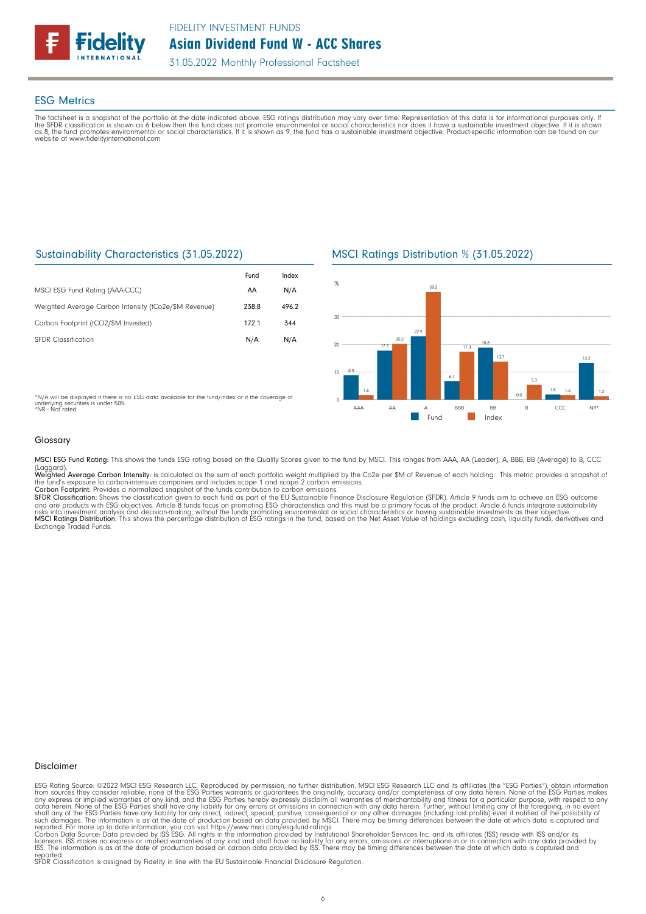## ESG Metrics

The factsheet is a snapshot of the portfolio at the date indicated above. ESG ratings distribution may vary over time. Representation of this data is for informational purposes only. If the SFDR classification is shown as 6 below then this fund does not promote environmental or social characteristics nor does it have a sustainable investment objective. If it is shown as 8, the fund promotes environmental or social characteristics. If it is shown as 9, the fund has a sustainable investment objective. Product-specific information can be found on our website at www.fidelityinternational.com

### Sustainability Characteristics (31.05.2022)

| | Fund | Index |
|---|---|---|
| MSCI ESG Fund Rating (AAA-CCC) | AA | N/A |
| Weighted Average Carbon Intensity (tCo2e/$M Revenue) | 238.8 | 496.2 |
| Carbon Footprint (tCO2/$M Invested) | 172.1 | 344 |
| SFDR Classification | N/A | N/A |

*N/A will be displayed if there is no ESG data available for the fund/index or if the coverage of underlying securities is under 50%.
*NR - Not rated

### MSCI Ratings Distribution % (31.05.2022)

%
30
20
10
0
AAA: 8.8, 1.6
AA: 17.7, 20.2
A: 22.9, 39.0
BBB: 6.7, 17.3
BB: 18.8, 13.7
B: 0.0, 5.3
CCC: 1.8, 1.6
NR*: 13.2, 1.2
Fund
Index

### Glossary

**MSCI ESG Fund Rating:** This shows the funds ESG rating based on the Quality Scores given to the fund by MSCI. This ranges from AAA, AA (Leader), A, BBB, BB (Average) to B, CCC (Laggard).
**Weighted Average Carbon Intensity:** is calculated as the sum of each portfolio weight multiplied by the Co2e per $M of Revenue of each holding. This metric provides a snapshot of the fund's exposure to carbon-intensive companies and includes scope 1 and scope 2 carbon emissions.
**Carbon Footprint:** Provides a normalized snapshot of the funds contribution to carbon emissions.
**SFDR Classification:** Shows the classification given to each fund as part of the EU Sustainable Finance Disclosure Regulation (SFDR). Article 9 funds aim to achieve an ESG outcome and are products with ESG objectives. Article 8 funds focus on promoting ESG characteristics and this must be a primary focus of the product. Article 6 funds integrate sustainability risks into investment analysis and decision-making, without the funds promoting environmental or social characteristics or having sustainable investments as their objective.
**MSCI Ratings Distribution:** This shows the percentage distribution of ESG ratings in the fund, based on the Net Asset Value of holdings excluding cash, liquidity funds, derivatives and Exchange Traded Funds.

### Disclaimer

ESG Rating Source: ©2022 MSCI ESG Research LLC. Reproduced by permission, no further distribution. MSCI ESG Research LLC and its affiliates (the "ESG Parties"), obtain information from sources they consider reliable, none of the ESG Parties warrants or guarantees the originality, accuracy and/or completeness of any data herein. None of the ESG Parties makes any express or implied warranties of any kind, and the ESG Parties hereby expressly disclaim all warranties of merchantability and fitness for a particular purpose, with respect to any data herein. None of the ESG Parties shall have any liability for any errors or omissions in connection with any data herein. Further, without limiting any of the foregoing, in no event shall any of the ESG Parties have any liability for any direct, indirect, special, punitive, consequential or any other damages (including lost profits) even if notified of the possibility of such damages. The information is as at the date of production based on data provided by MSCI. There may be timing differences between the date at which data is captured and reported. For more up to date information, you can visit https://www.msci.com/esg-fund-ratings
Carbon Data Source: Data provided by ISS ESG. All rights in the information provided by Institutional Shareholder Services Inc. and its affiliates (ISS) reside with ISS and/or its licensors. ISS makes no express or implied warranties of any kind and shall have no liability for any errors, omissions or interruptions in or in connection with any data provided by ISS. The information is as at the date of production based on carbon data provided by ISS. There may be timing differences between the date at which data is captured and reported.
SFDR Classification is assigned by Fidelity in line with the EU Sustainable Financial Disclosure Regulation.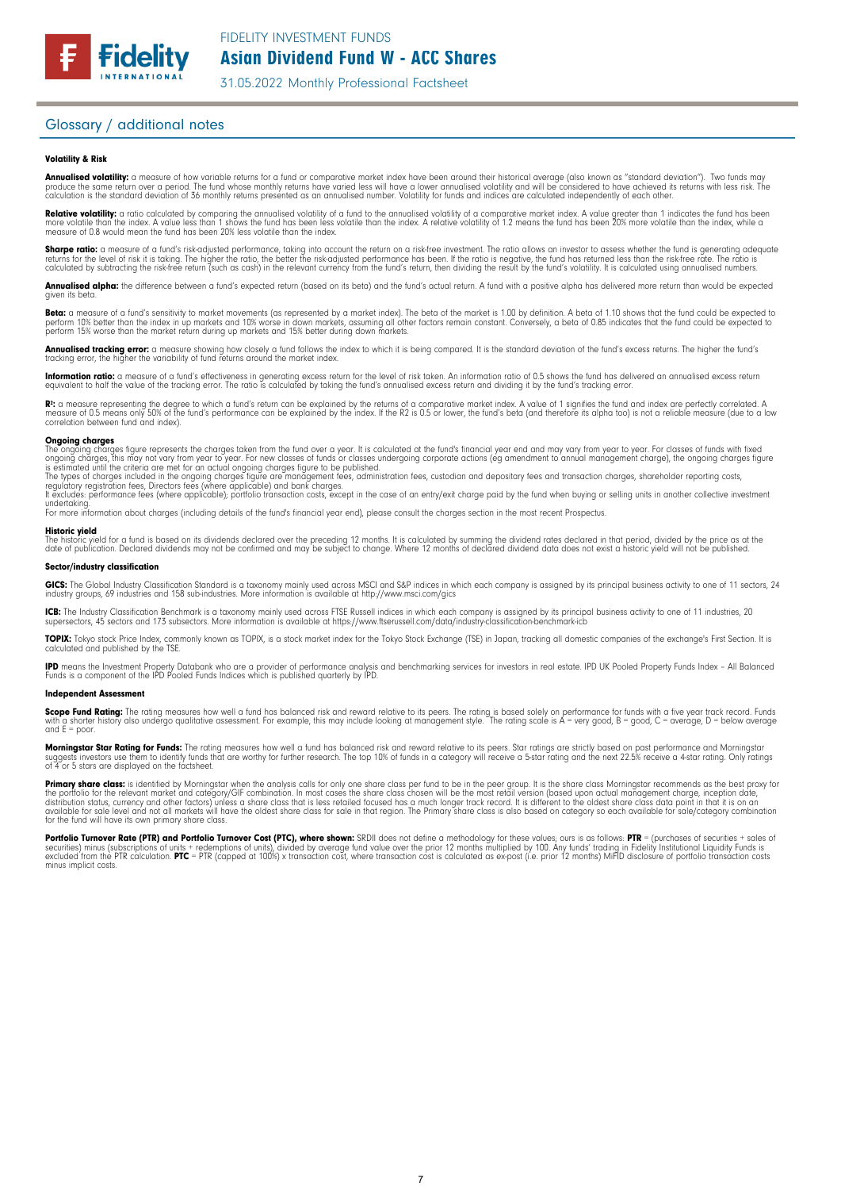## Glossary / additional notes

### Volatility & Risk

**Annualised volatility:** a measure of how variable returns for a fund or comparative market index have been around their historical average (also known as "standard deviation"). Two funds may produce the same return over a period. The fund whose monthly returns have varied less will have a lower annualised volatility and will be considered to have achieved its returns with less risk. The calculation is the standard deviation of 36 monthly returns presented as an annualised number. Volatility for funds and indices are calculated independently of each other.

**Relative volatility:** a ratio calculated by comparing the annualised volatility of a fund to the annualised volatility of a comparative market index. A value greater than 1 indicates the fund has been more volatile than the index. A value less than 1 shows the fund has been less volatile than the index. A relative volatility of 1.2 means the fund has been 20% more volatile than the index, while a measure of 0.8 would mean the fund has been 20% less volatile than the index.

**Sharpe ratio:** a measure of a fund's risk-adjusted performance, taking into account the return on a risk-free investment. The ratio allows an investor to assess whether the fund is generating adequate returns for the level of risk it is taking. The higher the ratio, the better the risk-adjusted performance has been. If the ratio is negative, the fund has returned less than the risk-free rate. The ratio is calculated by subtracting the risk-free return (such as cash) in the relevant currency from the fund's return, then dividing the result by the fund's volatility. It is calculated using annualised numbers.

**Annualised alpha:** the difference between a fund's expected return (based on its beta) and the fund's actual return. A fund with a positive alpha has delivered more return than would be expected given its beta.

**Beta:** a measure of a fund's sensitivity to market movements (as represented by a market index). The beta of the market is 1.00 by definition. A beta of 1.10 shows that the fund could be expected to perform 10% better than the index in up markets and 10% worse in down markets, assuming all other factors remain constant. Conversely, a beta of 0.85 indicates that the fund could be expected to perform 15% worse than the market return during up markets and 15% better during down markets.

**Annualised tracking error:** a measure showing how closely a fund follows the index to which it is being compared. It is the standard deviation of the fund's excess returns. The higher the fund's tracking error, the higher the variability of fund returns around the market index.

**Information ratio:** a measure of a fund's effectiveness in generating excess return for the level of risk taken. An information ratio of 0.5 shows the fund has delivered an annualised excess return equivalent to half the value of the tracking error. The ratio is calculated by taking the fund's annualised excess return and dividing it by the fund's tracking error.

**$R^2$:** a measure representing the degree to which a fund's return can be explained by the returns of a comparative market index. A value of 1 signifies the fund and index are perfectly correlated. A measure of 0.5 means only 50% of the fund's performance can be explained by the index. If the R2 is 0.5 or lower, the fund's beta (and therefore its alpha too) is not a reliable measure (due to a low correlation between fund and index).

**Ongoing charges**
The ongoing charges figure represents the charges taken from the fund over a year. It is calculated at the fund's financial year end and may vary from year to year. For classes of funds with fixed ongoing charges, this may not vary from year to year. For new classes of funds or classes undergoing corporate actions (eg amendment to annual management charge), the ongoing charges figure is estimated until the criteria are met for an actual ongoing charges figure to be published.
The types of charges included in the ongoing charges figure are management fees, administration fees, custodian and depositary fees and transaction charges, shareholder reporting costs, regulatory registration fees, Directors fees (where applicable) and bank charges.
It excludes: performance fees (where applicable); portfolio transaction costs, except in the case of an entry/exit charge paid by the fund when buying or selling units in another collective investment undertaking.
For more information about charges (including details of the fund's financial year end), please consult the charges section in the most recent Prospectus.

**Historic yield**
The historic yield for a fund is based on its dividends declared over the preceding 12 months. It is calculated by summing the dividend rates declared in that period, divided by the price as at the date of publication. Declared dividends may not be confirmed and may be subject to change. Where 12 months of declared dividend data does not exist a historic yield will not be published.

### Sector/industry classification

**GICS:** The Global Industry Classification Standard is a taxonomy mainly used across MSCI and S&P indices in which each company is assigned by its principal business activity to one of 11 sectors, 24 industry groups, 69 industries and 158 sub-industries. More information is available at http://www.msci.com/gics

**ICB:** The Industry Classification Benchmark is a taxonomy mainly used across FTSE Russell indices in which each company is assigned by its principal business activity to one of 11 industries, 20 supersectors, 45 sectors and 173 subsectors. More information is available at https://www.ftserussell.com/data/industry-classification-benchmark-icb

**TOPIX:** Tokyo stock Price Index, commonly known as TOPIX, is a stock market index for the Tokyo Stock Exchange (TSE) in Japan, tracking all domestic companies of the exchange's First Section. It is calculated and published by the TSE.

**IPD** means the Investment Property Databank who are a provider of performance analysis and benchmarking services for investors in real estate. IPD UK Pooled Property Funds Index – All Balanced Funds is a component of the IPD Pooled Funds Indices which is published quarterly by IPD.

### Independent Assessment

**Scope Fund Rating:** The rating measures how well a fund has balanced risk and reward relative to its peers. The rating is based solely on performance for funds with a five year track record. Funds with a shorter history also undergo qualitative assessment. For example, this may include looking at management style. The rating scale is A = very good, B = good, C = average, D = below average and E = poor.

**Morningstar Star Rating for Funds:** The rating measures how well a fund has balanced risk and reward relative to its peers. Star ratings are strictly based on past performance and Morningstar suggests investors use them to identify funds that are worthy for further research. The top 10% of funds in a category will receive a 5-star rating and the next 22.5% receive a 4-star rating. Only ratings of 4 or 5 stars are displayed on the factsheet.

**Primary share class:** is identified by Morningstar when the analysis calls for only one share class per fund to be in the peer group. It is the share class Morningstar recommends as the best proxy for the portfolio for the relevant market and category/GIF combination. In most cases the share class chosen will be the most retail version (based upon actual management charge, inception date, distribution status, currency and other factors) unless a share class that is less retailed focused has a much longer track record. It is different to the oldest share class data point in that it is on an available for sale level and not all markets will have the oldest share class for sale in that region. The Primary share class is also based on category so each available for sale/category combination for the fund will have its own primary share class.

**Portfolio Turnover Rate (PTR) and Portfolio Turnover Cost (PTC), where shown:** SRDII does not define a methodology for these values; ours is as follows: **PTR** = (purchases of securities + sales of securities) minus (subscriptions of units + redemptions of units), divided by average fund value over the prior 12 months multiplied by 100. Any funds' trading in Fidelity Institutional Liquidity Funds is excluded from the PTR calculation. **PTC** = PTR (capped at 100%) x transaction cost, where transaction cost is calculated as ex-post (i.e. prior 12 months) MiFID disclosure of portfolio transaction costs minus implicit costs.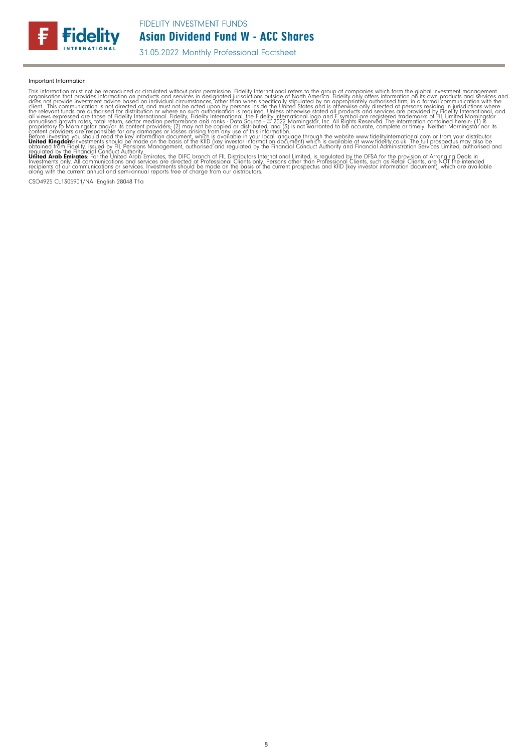Important Information

This information must not be reproduced or circulated without prior permission. Fidelity International refers to the group of companies which form the global investment management organisation that provides information on products and services in designated jurisdictions outside of North America. Fidelity only offers information on its own products and services and does not provide investment advice based on individual circumstances, other than when specifically stipulated by an appropriately authorised firm, in a formal communication with the client. This communication is not directed at, and must not be acted upon by persons inside the United States and is otherwise only directed at persons residing in jurisdictions where the relevant funds are authorised for distribution or where no such authorisation is required. Unless otherwise stated all products and services are provided by Fidelity International, and all views expressed are those of Fidelity International. Fidelity, Fidelity International, the Fidelity International logo and F symbol are registered trademarks of FIL Limited.Morningstar annualised growth rates, total return, sector median performance and ranks - Data Source - © 2022 Morningstar, Inc. All Rights Reserved. The information contained herein: (1) is proprietary to Morningstar and/or its content providers; (2) may not be copied or distributed; and (3) is not warranted to be accurate, complete or timely. Neither Morningstar nor its content providers are responsible for any damages or losses arising from any use of this information.
Before investing you should read the key information document, which is available in your local language through the website www.fidelityinternational.com or from your distributor.
**United Kingdom**:Investments should be made on the basis of the KIID (key investor information document) which is available at www.fidelity.co.uk The full prospectus may also be obtained from Fidelity. Issued by FIL Pensions Management, authorised and regulated by the Financial Conduct Authority and Financial Administration Services Limited, authorised and regulated by the Financial Conduct Authority.
**United Arab Emirates**: For the United Arab Emirates, the DIFC branch of FIL Distributors International Limited, is regulated by the DFSA for the provision of Arranging Deals in Investments only. All communications and services are directed at Professional Clients only. Persons other than Professional Clients, such as Retail Clients, are NOT the intended recipients of our communications or services. Investments should be made on the basis of the current prospectus and KIID (key investor information document), which are available along with the current annual and semi-annual reports free of charge from our distributors.

CSO4925 CL1305901/NA English 28048 T1a